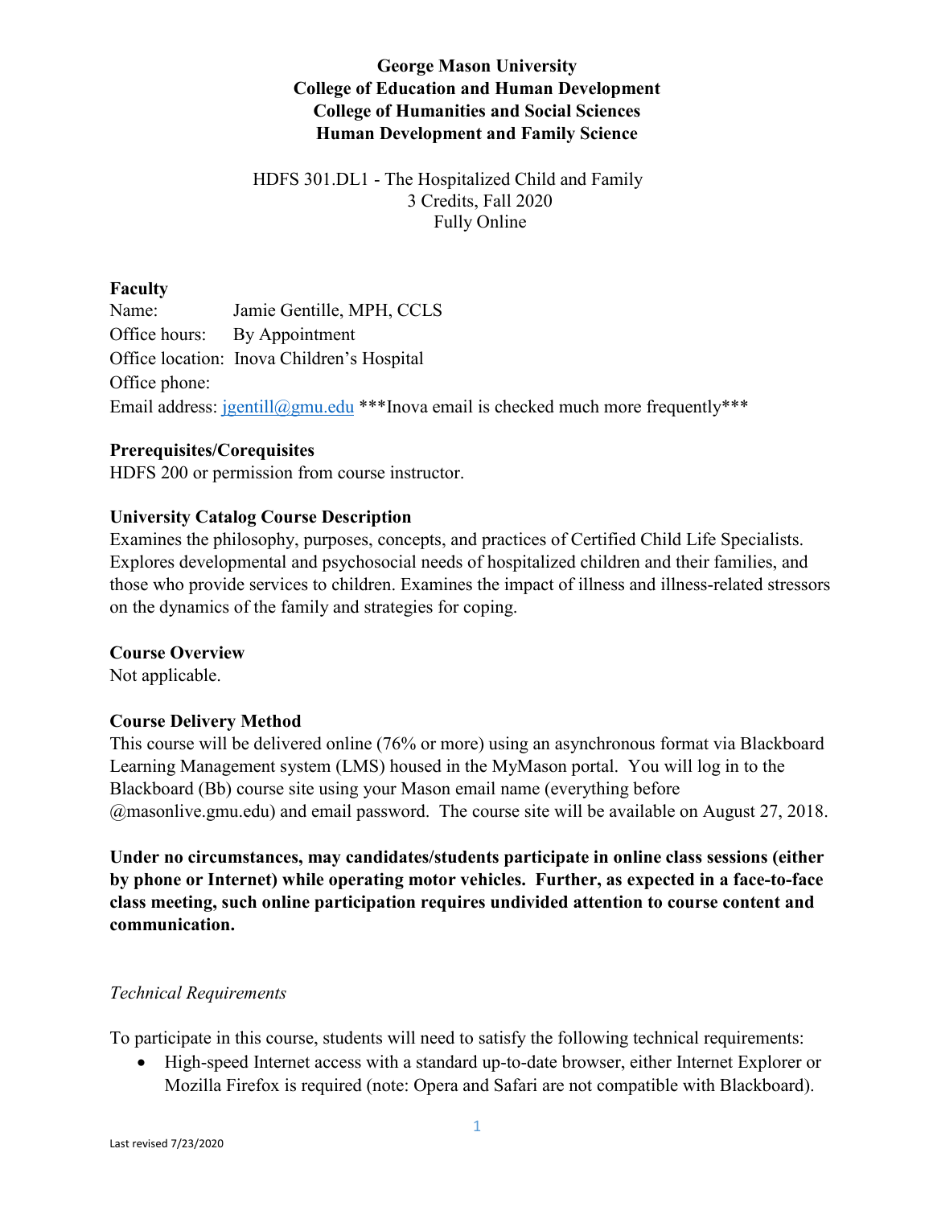**George Mason University**
**College of Education and Human Development**
**College of Humanities and Social Sciences**
**Human Development and Family Science**

HDFS 301.DL1 - The Hospitalized Child and Family
3 Credits, Fall 2020
Fully Online

## Faculty

Name: Jamie Gentille, MPH, CCLS
Office hours: By Appointment
Office location: Inova Children's Hospital
Office phone:
Email address: jgentill@gmu.edu ***Inova email is checked much more frequently***

## Prerequisites/Corequisites

HDFS 200 or permission from course instructor.

## University Catalog Course Description

Examines the philosophy, purposes, concepts, and practices of Certified Child Life Specialists. Explores developmental and psychosocial needs of hospitalized children and their families, and those who provide services to children. Examines the impact of illness and illness-related stressors on the dynamics of the family and strategies for coping.

## Course Overview

Not applicable.

## Course Delivery Method

This course will be delivered online (76% or more) using an asynchronous format via Blackboard Learning Management system (LMS) housed in the MyMason portal. You will log in to the Blackboard (Bb) course site using your Mason email name (everything before @masonlive.gmu.edu) and email password. The course site will be available on August 27, 2018.

**Under no circumstances, may candidates/students participate in online class sessions (either by phone or Internet) while operating motor vehicles. Further, as expected in a face-to-face class meeting, such online participation requires undivided attention to course content and communication.**

### *Technical Requirements*

To participate in this course, students will need to satisfy the following technical requirements:

- High-speed Internet access with a standard up-to-date browser, either Internet Explorer or Mozilla Firefox is required (note: Opera and Safari are not compatible with Blackboard).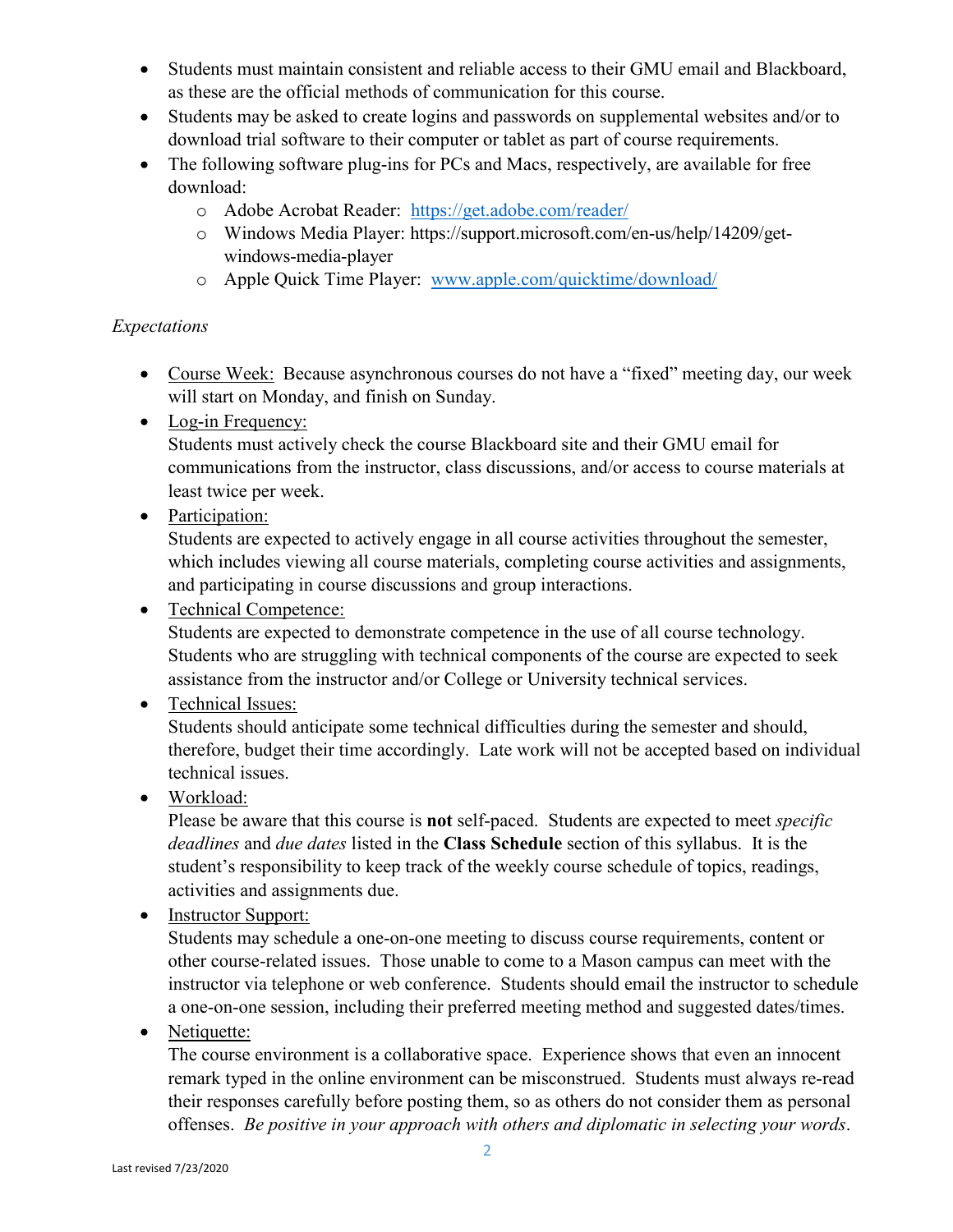- Students must maintain consistent and reliable access to their GMU email and Blackboard, as these are the official methods of communication for this course.
- Students may be asked to create logins and passwords on supplemental websites and/or to download trial software to their computer or tablet as part of course requirements.
- The following software plug-ins for PCs and Macs, respectively, are available for free download:
  - Adobe Acrobat Reader: [https://get.adobe.com/reader/](https://get.adobe.com/reader/)
  - Windows Media Player: https://support.microsoft.com/en-us/help/14209/get-windows-media-player
  - Apple Quick Time Player: [www.apple.com/quicktime/download/](www.apple.com/quicktime/download/)

*Expectations*

- Course Week: Because asynchronous courses do not have a "fixed" meeting day, our week will start on Monday, and finish on Sunday.
- Log-in Frequency:
  Students must actively check the course Blackboard site and their GMU email for communications from the instructor, class discussions, and/or access to course materials at least twice per week.
- Participation:
  Students are expected to actively engage in all course activities throughout the semester, which includes viewing all course materials, completing course activities and assignments, and participating in course discussions and group interactions.
- Technical Competence:
  Students are expected to demonstrate competence in the use of all course technology. Students who are struggling with technical components of the course are expected to seek assistance from the instructor and/or College or University technical services.
- Technical Issues:
  Students should anticipate some technical difficulties during the semester and should, therefore, budget their time accordingly. Late work will not be accepted based on individual technical issues.
- Workload:
  Please be aware that this course is **not** self-paced. Students are expected to meet *specific deadlines* and *due dates* listed in the **Class Schedule** section of this syllabus. It is the student's responsibility to keep track of the weekly course schedule of topics, readings, activities and assignments due.
- Instructor Support:
  Students may schedule a one-on-one meeting to discuss course requirements, content or other course-related issues. Those unable to come to a Mason campus can meet with the instructor via telephone or web conference. Students should email the instructor to schedule a one-on-one session, including their preferred meeting method and suggested dates/times.
- Netiquette:
  The course environment is a collaborative space. Experience shows that even an innocent remark typed in the online environment can be misconstrued. Students must always re-read their responses carefully before posting them, so as others do not consider them as personal offenses. *Be positive in your approach with others and diplomatic in selecting your words*.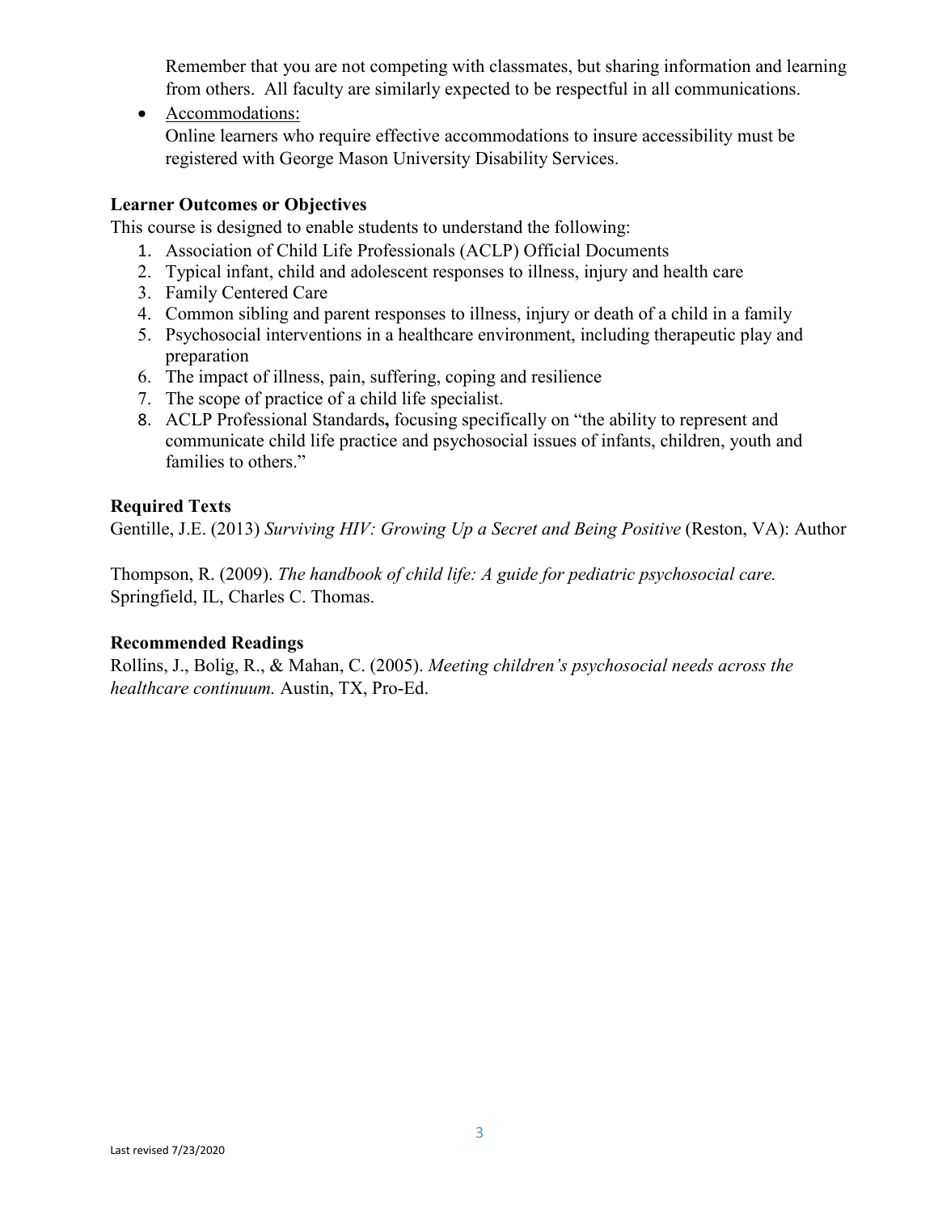Remember that you are not competing with classmates, but sharing information and learning from others. All faculty are similarly expected to be respectful in all communications.

- Accommodations:
  Online learners who require effective accommodations to insure accessibility must be registered with George Mason University Disability Services.

### Learner Outcomes or Objectives

This course is designed to enable students to understand the following:

1. Association of Child Life Professionals (ACLP) Official Documents
2. Typical infant, child and adolescent responses to illness, injury and health care
3. Family Centered Care
4. Common sibling and parent responses to illness, injury or death of a child in a family
5. Psychosocial interventions in a healthcare environment, including therapeutic play and preparation
6. The impact of illness, pain, suffering, coping and resilience
7. The scope of practice of a child life specialist.
8. ACLP Professional Standards**,** focusing specifically on "the ability to represent and communicate child life practice and psychosocial issues of infants, children, youth and families to others."

### Required Texts

Gentille, J.E. (2013) *Surviving HIV: Growing Up a Secret and Being Positive* (Reston, VA): Author

Thompson, R. (2009). *The handbook of child life: A guide for pediatric psychosocial care.* Springfield, IL, Charles C. Thomas.

### Recommended Readings

Rollins, J., Bolig, R., & Mahan, C. (2005). *Meeting children's psychosocial needs across the healthcare continuum.* Austin, TX, Pro-Ed.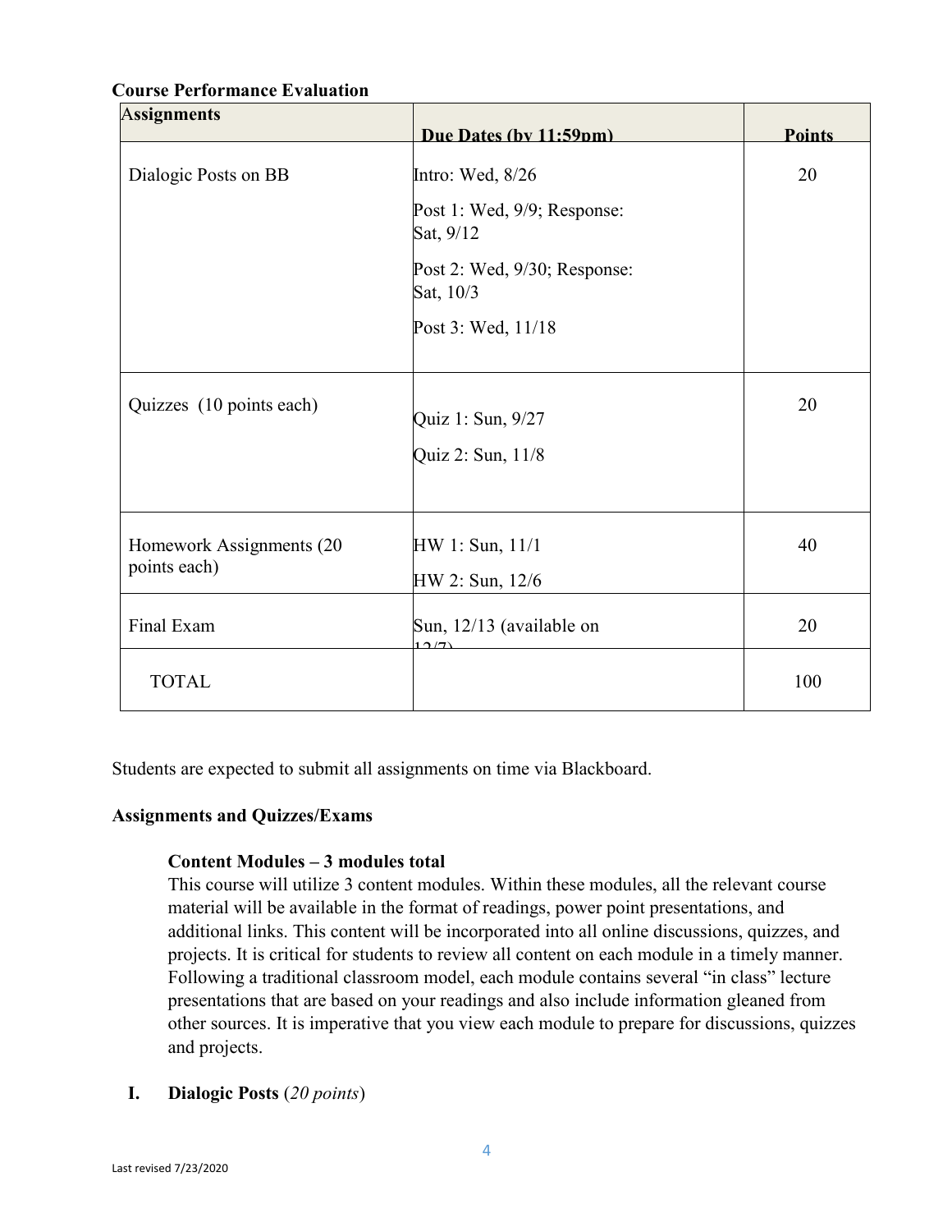**Course Performance Evaluation**

| Assignments | Due Dates (by 11:59pm) | Points |
|---|---|---|
| Dialogic Posts on BB | Intro: Wed, 8/26<br>Post 1: Wed, 9/9; Response: Sat, 9/12<br>Post 2: Wed, 9/30; Response: Sat, 10/3<br>Post 3: Wed, 11/18 | 20 |
| Quizzes (10 points each) | Quiz 1: Sun, 9/27<br>Quiz 2: Sun, 11/8 | 20 |
| Homework Assignments (20 points each) | HW 1: Sun, 11/1<br>HW 2: Sun, 12/6 | 40 |
| Final Exam | Sun, 12/13 (available on 12/7) | 20 |
| TOTAL | | 100 |

Students are expected to submit all assignments on time via Blackboard.

**Assignments and Quizzes/Exams**

**Content Modules – 3 modules total**

This course will utilize 3 content modules. Within these modules, all the relevant course material will be available in the format of readings, power point presentations, and additional links. This content will be incorporated into all online discussions, quizzes, and projects. It is critical for students to review all content on each module in a timely manner. Following a traditional classroom model, each module contains several "in class" lecture presentations that are based on your readings and also include information gleaned from other sources. It is imperative that you view each module to prepare for discussions, quizzes and projects.

**I. Dialogic Posts** (*20 points*)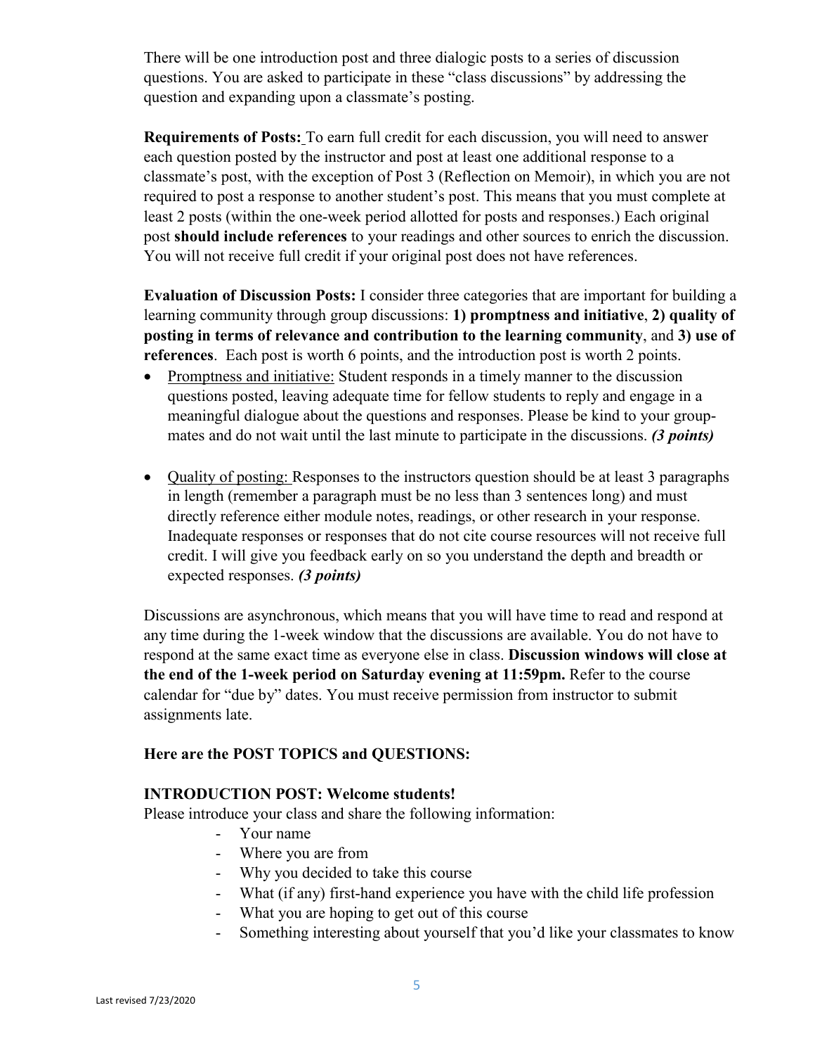There will be one introduction post and three dialogic posts to a series of discussion questions. You are asked to participate in these "class discussions" by addressing the question and expanding upon a classmate's posting.

**Requirements of Posts:** To earn full credit for each discussion, you will need to answer each question posted by the instructor and post at least one additional response to a classmate's post, with the exception of Post 3 (Reflection on Memoir), in which you are not required to post a response to another student's post. This means that you must complete at least 2 posts (within the one-week period allotted for posts and responses.) Each original post **should include references** to your readings and other sources to enrich the discussion. You will not receive full credit if your original post does not have references.

**Evaluation of Discussion Posts:** I consider three categories that are important for building a learning community through group discussions: **1) promptness and initiative**, **2) quality of posting in terms of relevance and contribution to the learning community**, and **3) use of references**. Each post is worth 6 points, and the introduction post is worth 2 points.

- Promptness and initiative: Student responds in a timely manner to the discussion questions posted, leaving adequate time for fellow students to reply and engage in a meaningful dialogue about the questions and responses. Please be kind to your group-mates and do not wait until the last minute to participate in the discussions. ***(3 points)***

- Quality of posting: Responses to the instructors question should be at least 3 paragraphs in length (remember a paragraph must be no less than 3 sentences long) and must directly reference either module notes, readings, or other research in your response. Inadequate responses or responses that do not cite course resources will not receive full credit. I will give you feedback early on so you understand the depth and breadth or expected responses. ***(3 points)***

Discussions are asynchronous, which means that you will have time to read and respond at any time during the 1-week window that the discussions are available. You do not have to respond at the same exact time as everyone else in class. **Discussion windows will close at the end of the 1-week period on Saturday evening at 11:59pm.** Refer to the course calendar for "due by" dates. You must receive permission from instructor to submit assignments late.

**Here are the POST TOPICS and QUESTIONS:**

**INTRODUCTION POST: Welcome students!**

Please introduce your class and share the following information:

- Your name
- Where you are from
- Why you decided to take this course
- What (if any) first-hand experience you have with the child life profession
- What you are hoping to get out of this course
- Something interesting about yourself that you'd like your classmates to know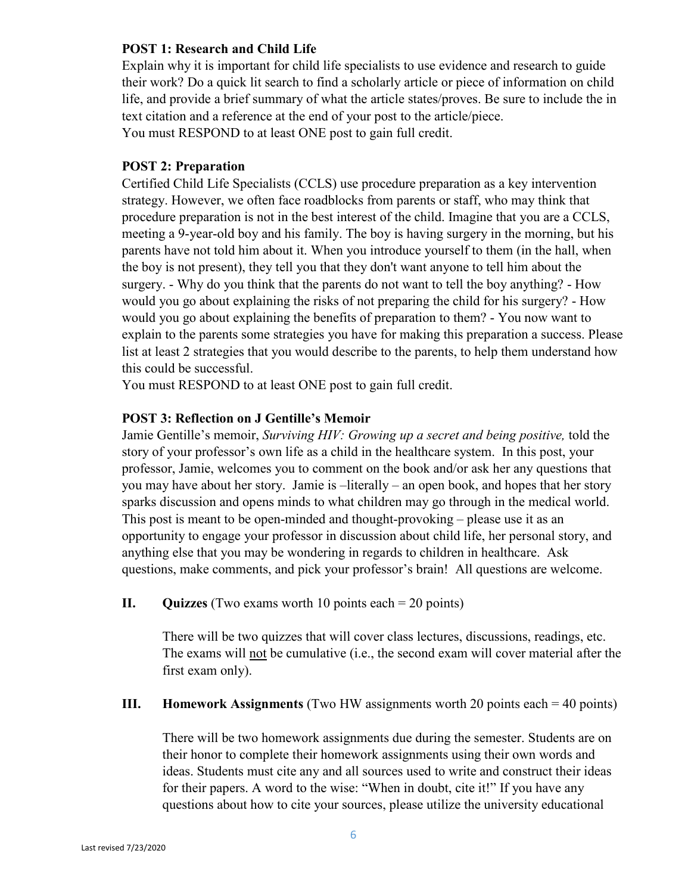**POST 1: Research and Child Life**

Explain why it is important for child life specialists to use evidence and research to guide their work? Do a quick lit search to find a scholarly article or piece of information on child life, and provide a brief summary of what the article states/proves. Be sure to include the in text citation and a reference at the end of your post to the article/piece.

You must RESPOND to at least ONE post to gain full credit.

**POST 2: Preparation**

Certified Child Life Specialists (CCLS) use procedure preparation as a key intervention strategy. However, we often face roadblocks from parents or staff, who may think that procedure preparation is not in the best interest of the child. Imagine that you are a CCLS, meeting a 9-year-old boy and his family. The boy is having surgery in the morning, but his parents have not told him about it. When you introduce yourself to them (in the hall, when the boy is not present), they tell you that they don't want anyone to tell him about the surgery. - Why do you think that the parents do not want to tell the boy anything? - How would you go about explaining the risks of not preparing the child for his surgery? - How would you go about explaining the benefits of preparation to them? - You now want to explain to the parents some strategies you have for making this preparation a success. Please list at least 2 strategies that you would describe to the parents, to help them understand how this could be successful.

You must RESPOND to at least ONE post to gain full credit.

**POST 3: Reflection on J Gentille's Memoir**

Jamie Gentille's memoir, *Surviving HIV: Growing up a secret and being positive,* told the story of your professor's own life as a child in the healthcare system. In this post, your professor, Jamie, welcomes you to comment on the book and/or ask her any questions that you may have about her story. Jamie is –literally – an open book, and hopes that her story sparks discussion and opens minds to what children may go through in the medical world. This post is meant to be open-minded and thought-provoking – please use it as an opportunity to engage your professor in discussion about child life, her personal story, and anything else that you may be wondering in regards to children in healthcare. Ask questions, make comments, and pick your professor's brain! All questions are welcome.

**II. Quizzes** (Two exams worth 10 points each = 20 points)

There will be two quizzes that will cover class lectures, discussions, readings, etc. The exams will <u>not</u> be cumulative (i.e., the second exam will cover material after the first exam only).

**III. Homework Assignments** (Two HW assignments worth 20 points each = 40 points)

There will be two homework assignments due during the semester. Students are on their honor to complete their homework assignments using their own words and ideas. Students must cite any and all sources used to write and construct their ideas for their papers. A word to the wise: "When in doubt, cite it!" If you have any questions about how to cite your sources, please utilize the university educational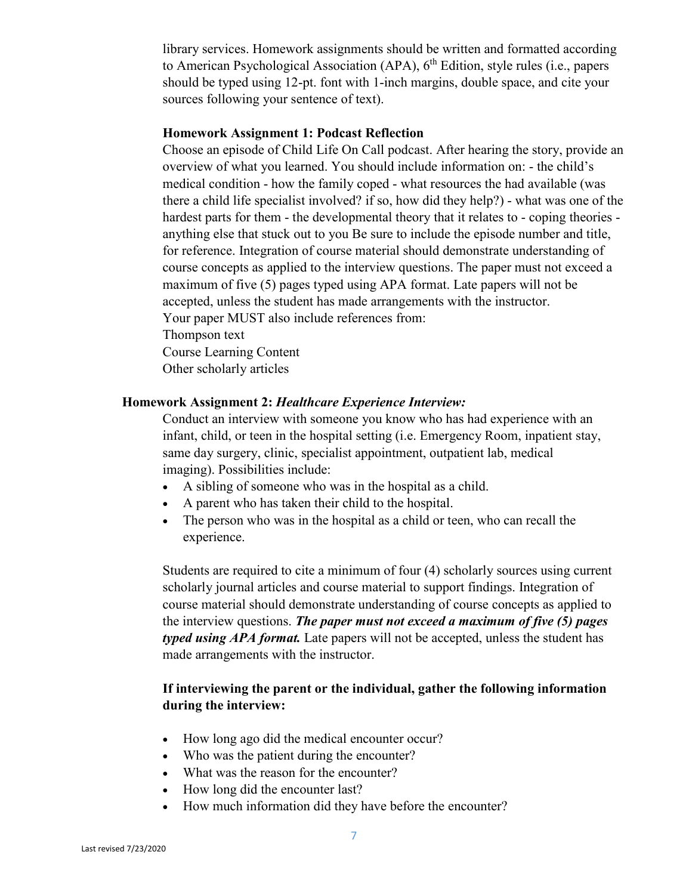library services. Homework assignments should be written and formatted according to American Psychological Association (APA), 6th Edition, style rules (i.e., papers should be typed using 12-pt. font with 1-inch margins, double space, and cite your sources following your sentence of text).

**Homework Assignment 1: Podcast Reflection**

Choose an episode of Child Life On Call podcast. After hearing the story, provide an overview of what you learned. You should include information on: - the child's medical condition - how the family coped - what resources the had available (was there a child life specialist involved? if so, how did they help?) - what was one of the hardest parts for them - the developmental theory that it relates to - coping theories - anything else that stuck out to you Be sure to include the episode number and title, for reference. Integration of course material should demonstrate understanding of course concepts as applied to the interview questions. The paper must not exceed a maximum of five (5) pages typed using APA format. Late papers will not be accepted, unless the student has made arrangements with the instructor.

Your paper MUST also include references from:

Thompson text

Course Learning Content

Other scholarly articles

**Homework Assignment 2:** ***Healthcare Experience Interview:***

Conduct an interview with someone you know who has had experience with an infant, child, or teen in the hospital setting (i.e. Emergency Room, inpatient stay, same day surgery, clinic, specialist appointment, outpatient lab, medical imaging). Possibilities include:

- A sibling of someone who was in the hospital as a child.
- A parent who has taken their child to the hospital.
- The person who was in the hospital as a child or teen, who can recall the experience.

Students are required to cite a minimum of four (4) scholarly sources using current scholarly journal articles and course material to support findings. Integration of course material should demonstrate understanding of course concepts as applied to the interview questions. ***The paper must not exceed a maximum of five (5) pages typed using APA format.*** Late papers will not be accepted, unless the student has made arrangements with the instructor.

**If interviewing the parent or the individual, gather the following information during the interview:**

- How long ago did the medical encounter occur?
- Who was the patient during the encounter?
- What was the reason for the encounter?
- How long did the encounter last?
- How much information did they have before the encounter?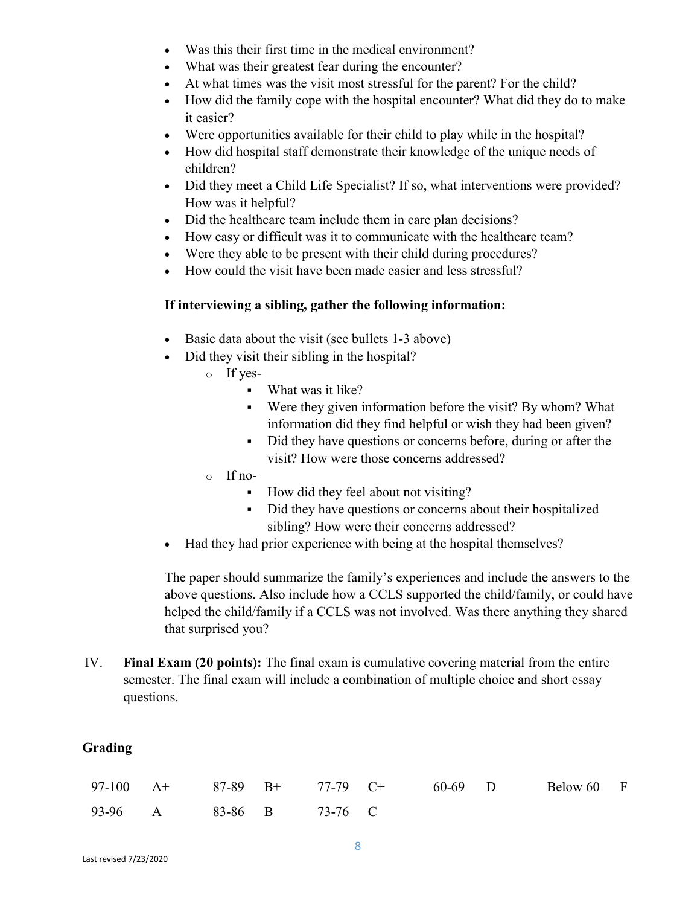- Was this their first time in the medical environment?
- What was their greatest fear during the encounter?
- At what times was the visit most stressful for the parent? For the child?
- How did the family cope with the hospital encounter? What did they do to make it easier?
- Were opportunities available for their child to play while in the hospital?
- How did hospital staff demonstrate their knowledge of the unique needs of children?
- Did they meet a Child Life Specialist? If so, what interventions were provided? How was it helpful?
- Did the healthcare team include them in care plan decisions?
- How easy or difficult was it to communicate with the healthcare team?
- Were they able to be present with their child during procedures?
- How could the visit have been made easier and less stressful?

**If interviewing a sibling, gather the following information:**

- Basic data about the visit (see bullets 1-3 above)
- Did they visit their sibling in the hospital?
    - If yes-
        - What was it like?
        - Were they given information before the visit? By whom? What information did they find helpful or wish they had been given?
        - Did they have questions or concerns before, during or after the visit? How were those concerns addressed?
    - If no-
        - How did they feel about not visiting?
        - Did they have questions or concerns about their hospitalized sibling? How were their concerns addressed?
- Had they had prior experience with being at the hospital themselves?

The paper should summarize the family's experiences and include the answers to the above questions. Also include how a CCLS supported the child/family, or could have helped the child/family if a CCLS was not involved. Was there anything they shared that surprised you?

IV. **Final Exam (20 points):** The final exam is cumulative covering material from the entire semester. The final exam will include a combination of multiple choice and short essay questions.

**Grading**

| | | | | | | | | | |
|---|---|---|---|---|---|---|---|---|---|
| 97-100 | A+ | 87-89 | B+ | 77-79 | C+ | 60-69 | D | Below 60 | F |
| 93-96 | A | 83-86 | B | 73-76 | C | | | | |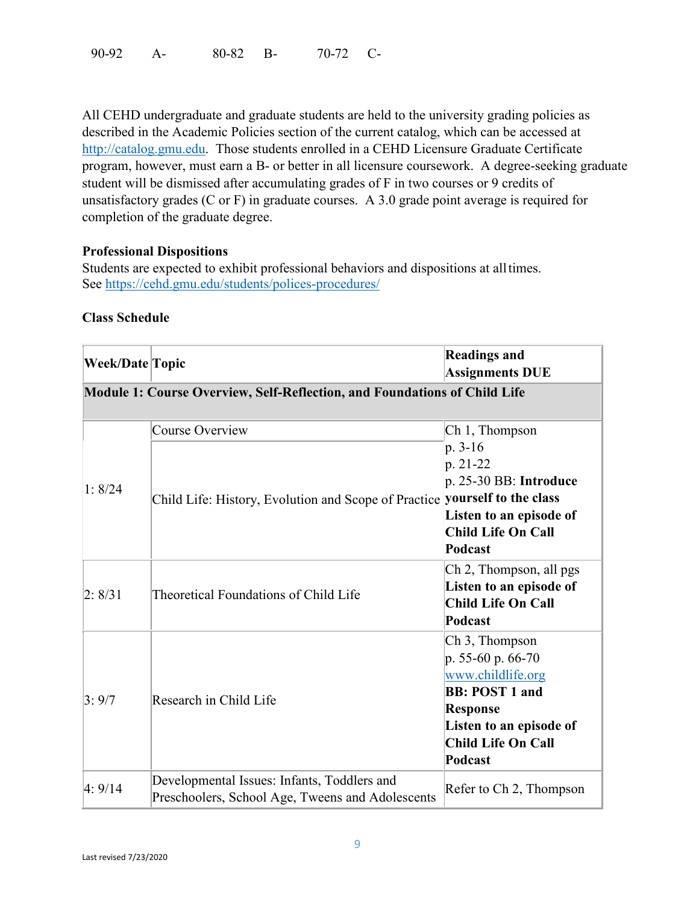| | | | | | |
|---|---|---|---|---|---|
| 90-92 | A- | 80-82 | B- | 70-72 | C- |

All CEHD undergraduate and graduate students are held to the university grading policies as described in the Academic Policies section of the current catalog, which can be accessed at http://catalog.gmu.edu. Those students enrolled in a CEHD Licensure Graduate Certificate program, however, must earn a B- or better in all licensure coursework. A degree-seeking graduate student will be dismissed after accumulating grades of F in two courses or 9 credits of unsatisfactory grades (C or F) in graduate courses. A 3.0 grade point average is required for completion of the graduate degree.

**Professional Dispositions**
Students are expected to exhibit professional behaviors and dispositions at all times.
See https://cehd.gmu.edu/students/polices-procedures/

**Class Schedule**

| Week/Date | Topic | Readings and Assignments DUE |
|---|---|---|
| **Module 1: Course Overview, Self-Reflection, and Foundations of Child Life** | | |
| 1: 8/24 | Course Overview | Ch 1, Thompson |
| | Child Life: History, Evolution and Scope of Practice | p. 3-16<br>p. 21-22<br>p. 25-30 BB: **Introduce yourself to the class**<br>**Listen to an episode of Child Life On Call Podcast** |
| 2: 8/31 | Theoretical Foundations of Child Life | Ch 2, Thompson, all pgs<br>**Listen to an episode of Child Life On Call Podcast** |
| 3: 9/7 | Research in Child Life | Ch 3, Thompson<br>p. 55-60 p. 66-70<br>www.childlife.org<br>**BB: POST 1 and Response**<br>**Listen to an episode of Child Life On Call Podcast** |
| 4: 9/14 | Developmental Issues: Infants, Toddlers and Preschoolers, School Age, Tweens and Adolescents | Refer to Ch 2, Thompson |

Last revised 7/23/2020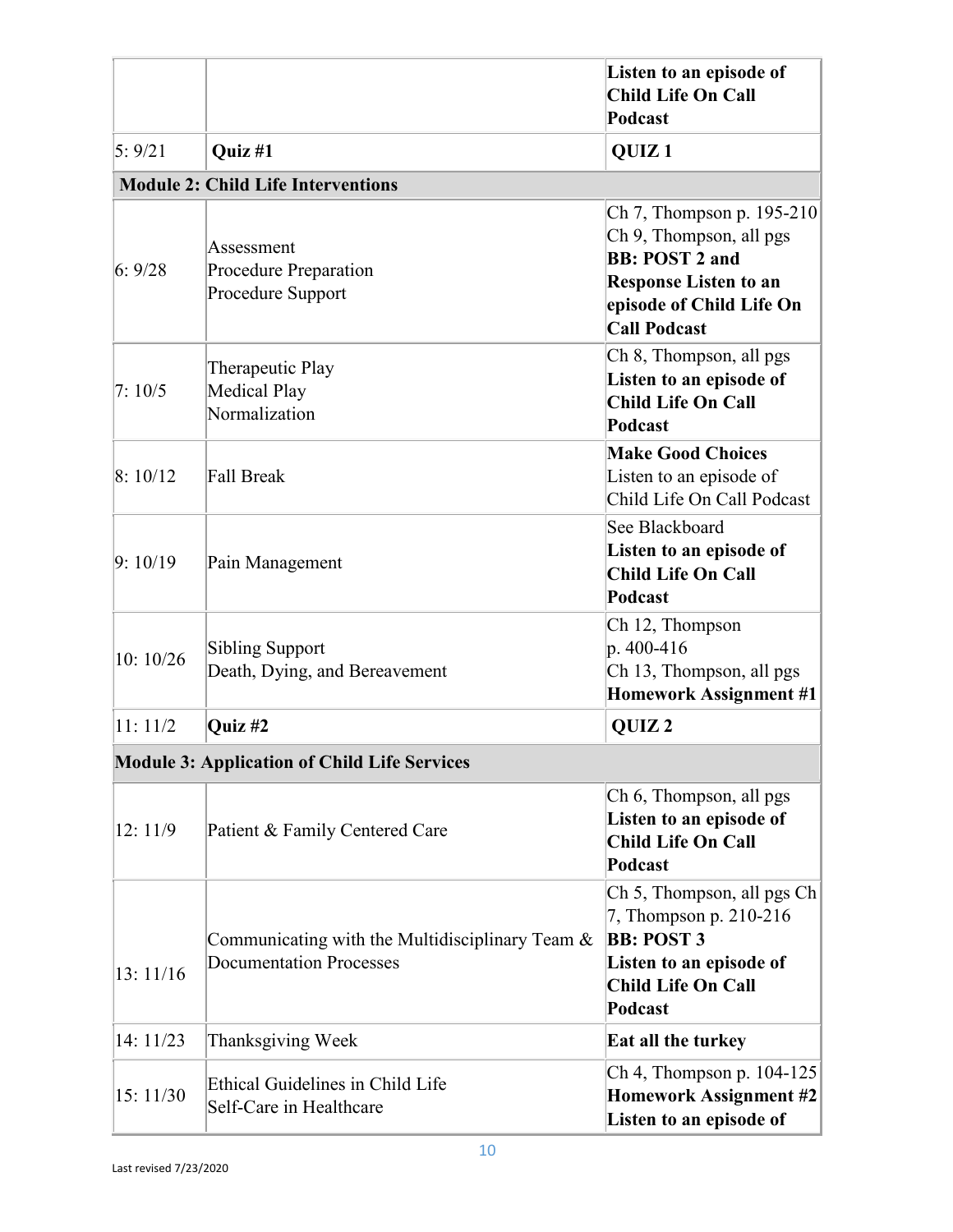| | | |
|---|---|---|
| | | **Listen to an episode of Child Life On Call Podcast** |
| 5: 9/21 | **Quiz #1** | **QUIZ 1** |
| **Module 2: Child Life Interventions** | | |
| 6: 9/28 | Assessment<br>Procedure Preparation<br>Procedure Support | Ch 7, Thompson p. 195-210<br>Ch 9, Thompson, all pgs<br>**BB: POST 2 and Response Listen to an episode of Child Life On Call Podcast** |
| 7: 10/5 | Therapeutic Play<br>Medical Play<br>Normalization | Ch 8, Thompson, all pgs<br>**Listen to an episode of Child Life On Call Podcast** |
| 8: 10/12 | Fall Break | **Make Good Choices**<br>Listen to an episode of Child Life On Call Podcast |
| 9: 10/19 | Pain Management | See Blackboard<br>**Listen to an episode of Child Life On Call Podcast** |
| 10: 10/26 | Sibling Support<br>Death, Dying, and Bereavement | Ch 12, Thompson p. 400-416<br>Ch 13, Thompson, all pgs<br>**Homework Assignment #1** |
| 11: 11/2 | **Quiz #2** | **QUIZ 2** |
| **Module 3: Application of Child Life Services** | | |
| 12: 11/9 | Patient & Family Centered Care | Ch 6, Thompson, all pgs<br>**Listen to an episode of Child Life On Call Podcast** |
| 13: 11/16 | Communicating with the Multidisciplinary Team & Documentation Processes | Ch 5, Thompson, all pgs Ch 7, Thompson p. 210-216<br>**BB: POST 3**<br>**Listen to an episode of Child Life On Call Podcast** |
| 14: 11/23 | Thanksgiving Week | **Eat all the turkey** |
| 15: 11/30 | Ethical Guidelines in Child Life<br>Self-Care in Healthcare | Ch 4, Thompson p. 104-125<br>**Homework Assignment #2**<br>**Listen to an episode of** |

Last revised 7/23/2020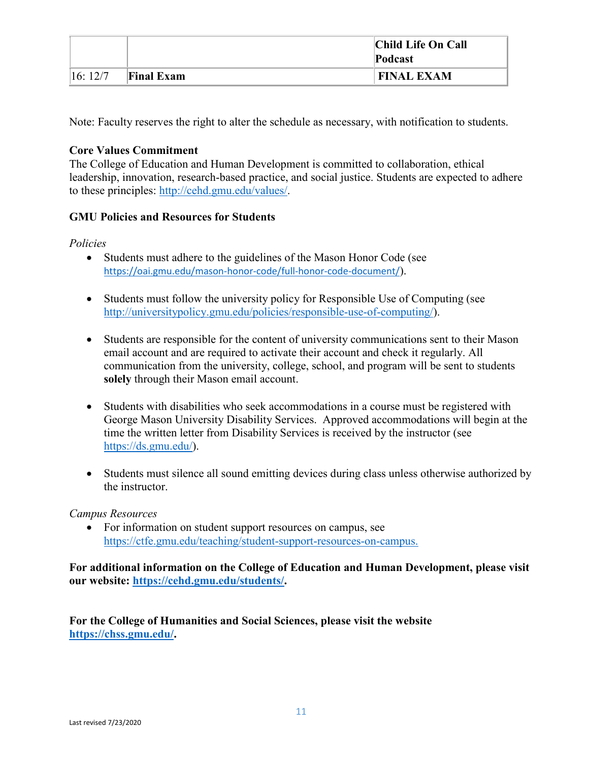| | | |
|---|---|---|
| | | **Child Life On Call Podcast** |
| 16: 12/7 | **Final Exam** | **FINAL EXAM** |

Note: Faculty reserves the right to alter the schedule as necessary, with notification to students.

**Core Values Commitment**
The College of Education and Human Development is committed to collaboration, ethical leadership, innovation, research-based practice, and social justice. Students are expected to adhere to these principles: http://cehd.gmu.edu/values/.

**GMU Policies and Resources for Students**

*Policies*

- Students must adhere to the guidelines of the Mason Honor Code (see https://oai.gmu.edu/mason-honor-code/full-honor-code-document/).

- Students must follow the university policy for Responsible Use of Computing (see http://universitypolicy.gmu.edu/policies/responsible-use-of-computing/).

- Students are responsible for the content of university communications sent to their Mason email account and are required to activate their account and check it regularly. All communication from the university, college, school, and program will be sent to students **solely** through their Mason email account.

- Students with disabilities who seek accommodations in a course must be registered with George Mason University Disability Services. Approved accommodations will begin at the time the written letter from Disability Services is received by the instructor (see https://ds.gmu.edu/).

- Students must silence all sound emitting devices during class unless otherwise authorized by the instructor.

*Campus Resources*

- For information on student support resources on campus, see https://ctfe.gmu.edu/teaching/student-support-resources-on-campus.

**For additional information on the College of Education and Human Development, please visit our website: https://cehd.gmu.edu/students/.**

**For the College of Humanities and Social Sciences, please visit the website https://chss.gmu.edu/.**

Last revised 7/23/2020